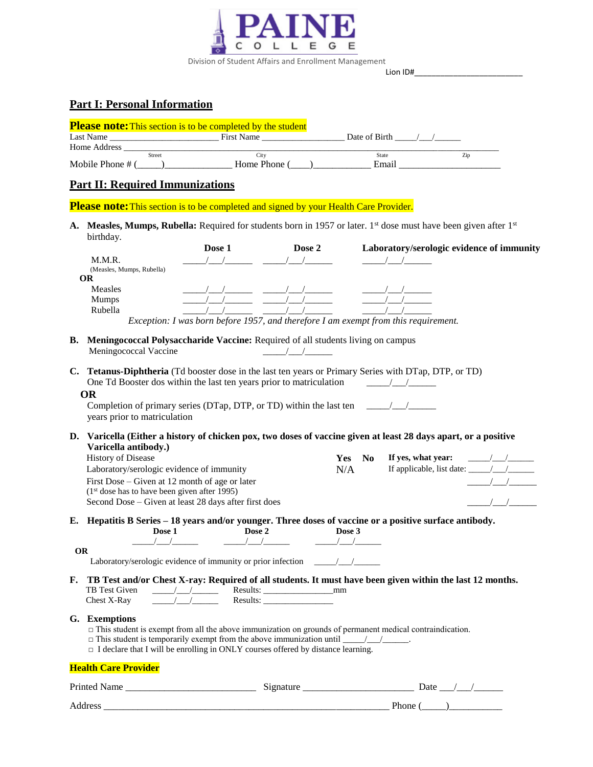PAINE COLLEGE

Division of Student Affairs and Enrollment Management

Lion ID#________________________

## Part I: Personal Information

**Please note:** This section is to be completed by the student

Last Name ________________________ First Name __________________ Date of Birth _____/___/______

Home Address _______________________________________________________________________________

Street City State Zip

Mobile Phone # (_____)______________ Home Phone (____)____________ Email ______________________

## Part II: Required Immunizations

**Please note:** This section is to be completed and signed by your Health Care Provider.

**A. Measles, Mumps, Rubella:** Required for students born in 1957 or later. 1st dose must have been given after 1st birthday.

| | Dose 1 | Dose 2 | Laboratory/serologic evidence of immunity |
|---|---|---|---|
| M.M.R. (Measles, Mumps, Rubella) | _____/___/______ | _____/___/______ | _____/___/______ |
| **OR** | | | |
| Measles | _____/___/______ | _____/___/______ | _____/___/______ |
| Mumps | _____/___/______ | _____/___/______ | _____/___/______ |
| Rubella | _____/___/______ | _____/___/______ | _____/___/______ |

*Exception: I was born before 1957, and therefore I am exempt from this requirement.*

**B. Meningococcal Polysaccharide Vaccine:** Required of all students living on campus

Meningococcal Vaccine _____/___/______

**C. Tetanus-Diphtheria** (Td booster dose in the last ten years or Primary Series with DTap, DTP, or TD)

One Td Booster dos within the last ten years prior to matriculation _____/___/______

**OR**

Completion of primary series (DTap, DTP, or TD) within the last ten years prior to matriculation _____/___/______

**D. Varicella (Either a history of chicken pox, two doses of vaccine given at least 28 days apart, or a positive Varicella antibody.)**

History of Disease **Yes No** **If yes, what year:** _____/___/______

Laboratory/serologic evidence of immunity N/A If applicable, list date: _____/___/______

First Dose – Given at 12 month of age or later (1st dose has to have been given after 1995) _____/___/______

Second Dose – Given at least 28 days after first does _____/___/______

**E. Hepatitis B Series – 18 years and/or younger. Three doses of vaccine or a positive surface antibody.**

| Dose 1 | Dose 2 | Dose 3 |
|---|---|---|
| _____/___/______ | _____/___/______ | _____/___/______ |

**OR**

Laboratory/serologic evidence of immunity or prior infection _____/___/______

**F. TB Test and/or Chest X-ray: Required of all students. It must have been given within the last 12 months.**

TB Test Given _____/___/______ Results: _______________mm

Chest X-Ray _____/___/______ Results: _______________

**G. Exemptions**

□ This student is exempt from all the above immunization on grounds of permanent medical contraindication.

□ This student is temporarily exempt from the above immunization until _____/___/______.

□ I declare that I will be enrolling in ONLY courses offered by distance learning.

**Health Care Provider**

Printed Name __________________________ Signature _______________________ Date ___/___/______

Address __________________________________________________________ Phone (_____)___________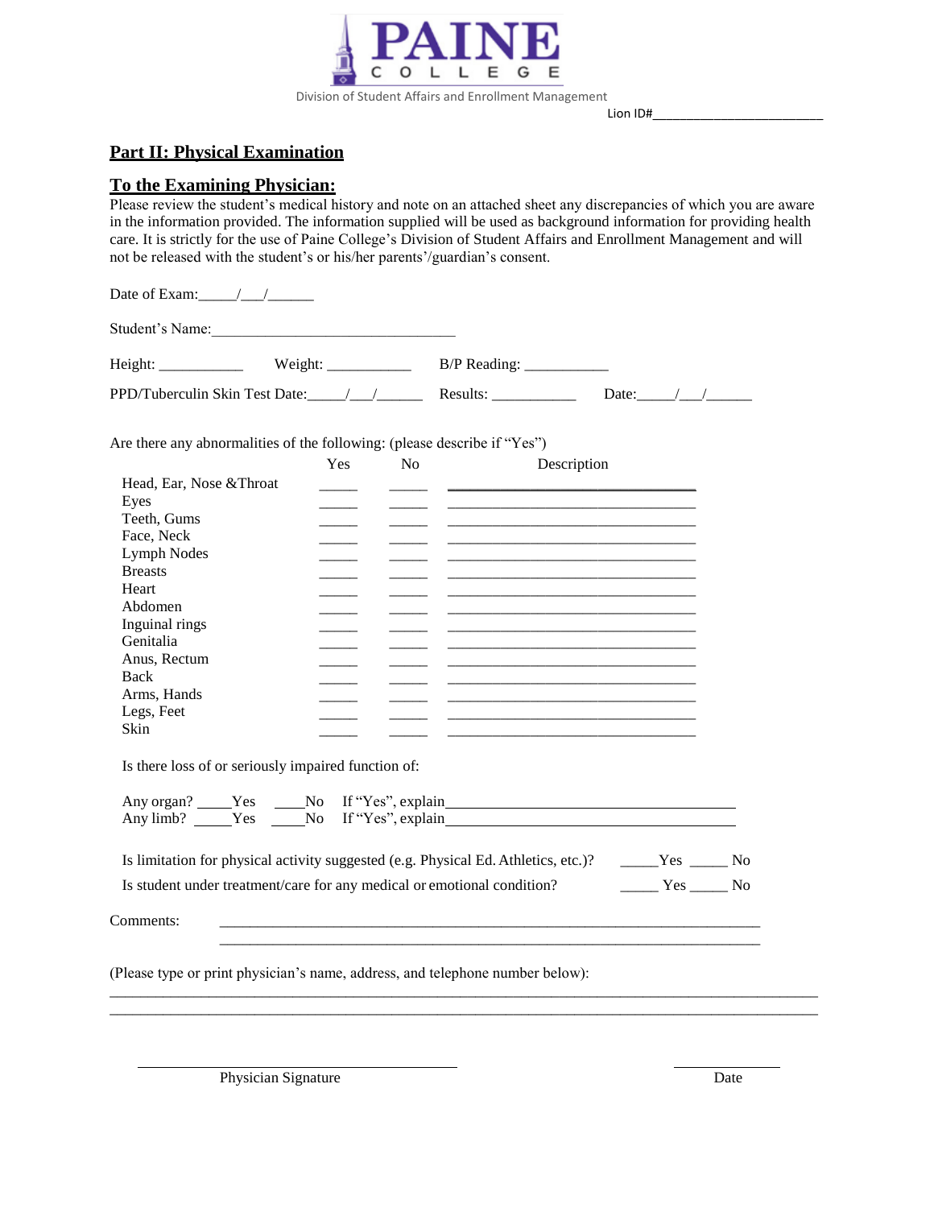PAINE COLLEGE

Division of Student Affairs and Enrollment Management

Lion ID#________________________

## Part II: Physical Examination

## To the Examining Physician:

Please review the student's medical history and note on an attached sheet any discrepancies of which you are aware in the information provided. The information supplied will be used as background information for providing health care. It is strictly for the use of Paine College's Division of Student Affairs and Enrollment Management and will not be released with the student's or his/her parents'/guardian's consent.

Date of Exam:_____/___/______

Student's Name:________________________________

Height: ___________ Weight: ___________ B/P Reading: ___________

PPD/Tuberculin Skin Test Date:_____/___/______ Results: ___________ Date:_____/___/______

Are there any abnormalities of the following: (please describe if "Yes")

| | Yes | No | Description |
|---|---|---|---|
| Head, Ear, Nose &Throat | _____ | _____ | ________________________________ |
| Eyes | _____ | _____ | ________________________________ |
| Teeth, Gums | _____ | _____ | ________________________________ |
| Face, Neck | _____ | _____ | ________________________________ |
| Lymph Nodes | _____ | _____ | ________________________________ |
| Breasts | _____ | _____ | ________________________________ |
| Heart | _____ | _____ | ________________________________ |
| Abdomen | _____ | _____ | ________________________________ |
| Inguinal rings | _____ | _____ | ________________________________ |
| Genitalia | _____ | _____ | ________________________________ |
| Anus, Rectum | _____ | _____ | ________________________________ |
| Back | _____ | _____ | ________________________________ |
| Arms, Hands | _____ | _____ | ________________________________ |
| Legs, Feet | _____ | _____ | ________________________________ |
| Skin | _____ | _____ | ________________________________ |

Is there loss of or seriously impaired function of:

Any organ? _____Yes _____No If "Yes", explain______________________________________

Any limb? _____Yes _____No If "Yes", explain______________________________________

Is limitation for physical activity suggested (e.g. Physical Ed. Athletics, etc.)? _____Yes _____ No

Is student under treatment/care for any medical or emotional condition? _____ Yes _____ No

Comments: ________________________________________________________________________

________________________________________________________________________

(Please type or print physician's name, address, and telephone number below):

____________________________________________________________________________________________

____________________________________________________________________________________________

________________________________________ Physician Signature

______________ Date